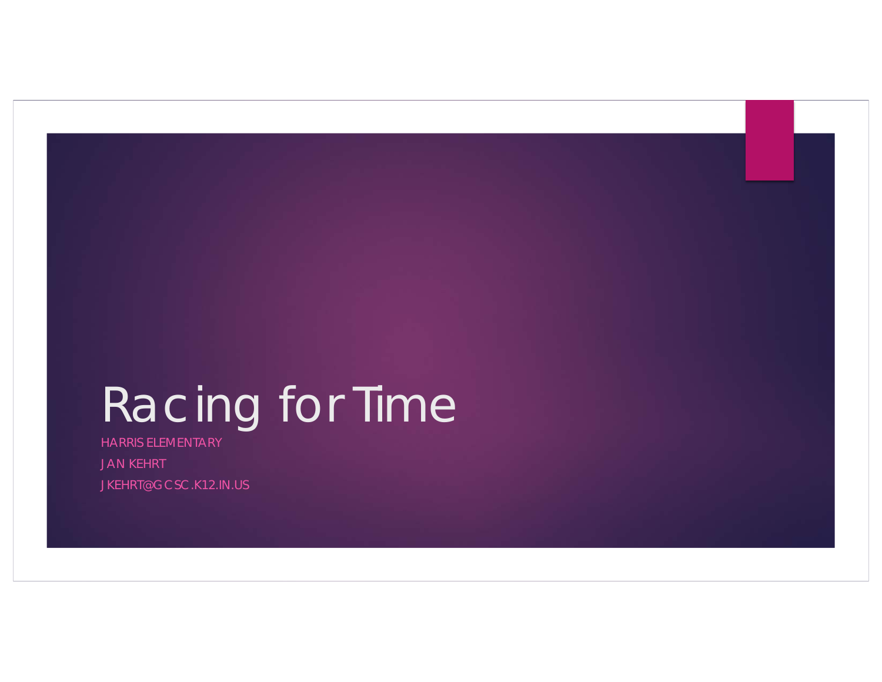# Racing for Time

HARRIS ELEMENTARY

JAN KEHRT

JKEHRT@GCSC.K12.IN.US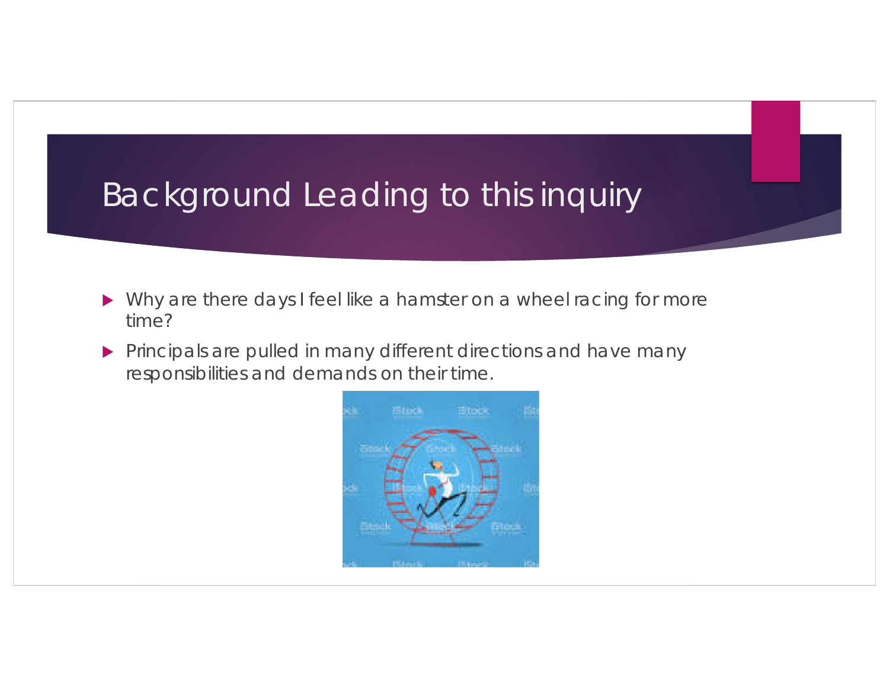# Background Leading to this inquiry

- Why are there days I feel like a hamster on a wheel racing for more time?
- Principals are pulled in many different directions and have many responsibilities and demands on their time.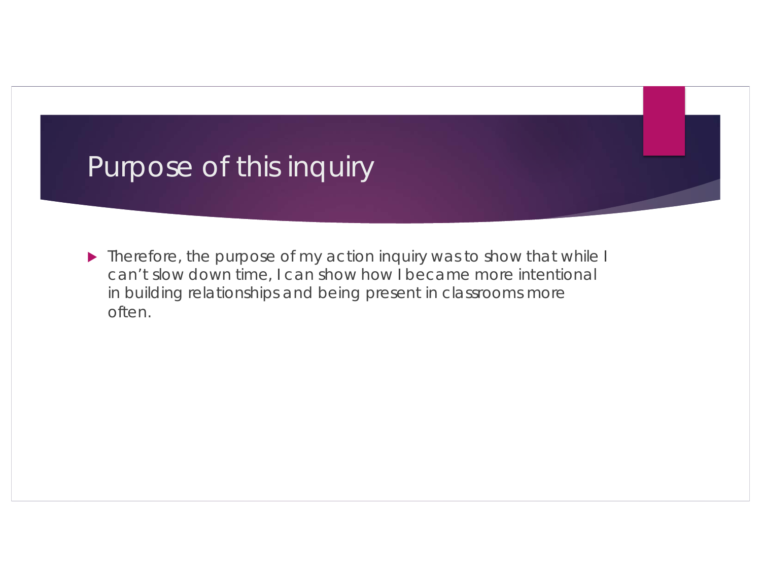# Purpose of this inquiry

- Therefore, the purpose of my action inquiry was to show that while I can't slow down time, I can show how I became more intentional in building relationships and being present in classrooms more often.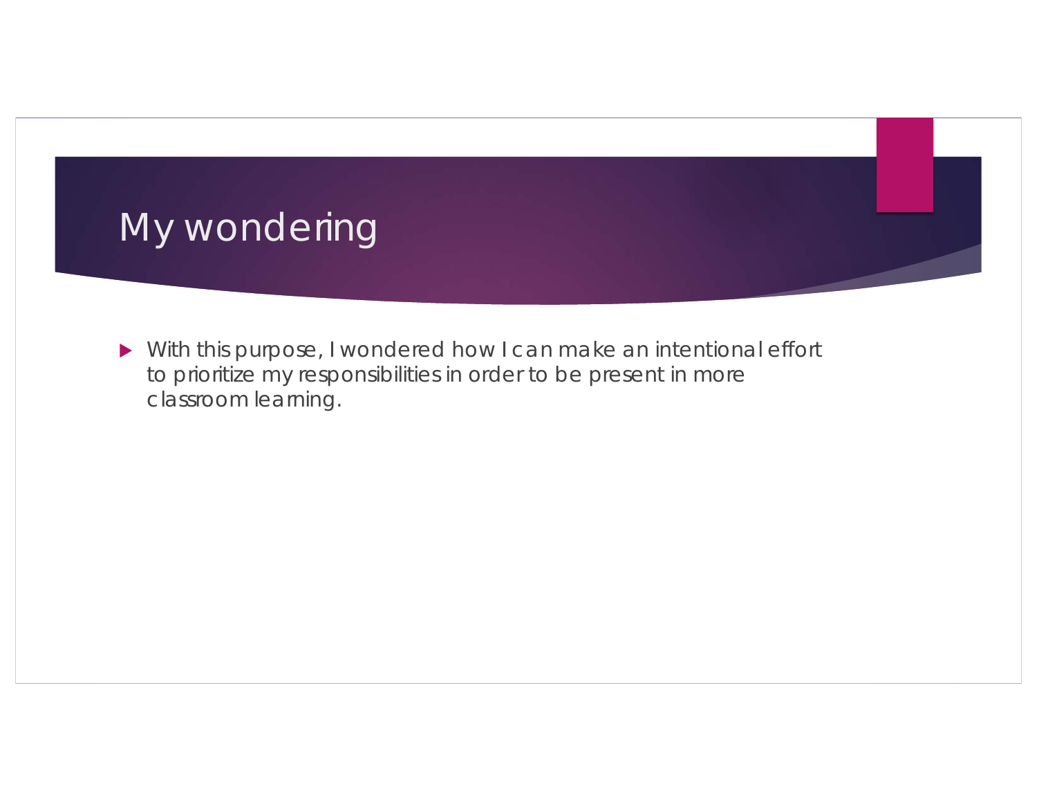# My wondering

- With this purpose, I wondered how I can make an intentional effort to prioritize my responsibilities in order to be present in more classroom learning.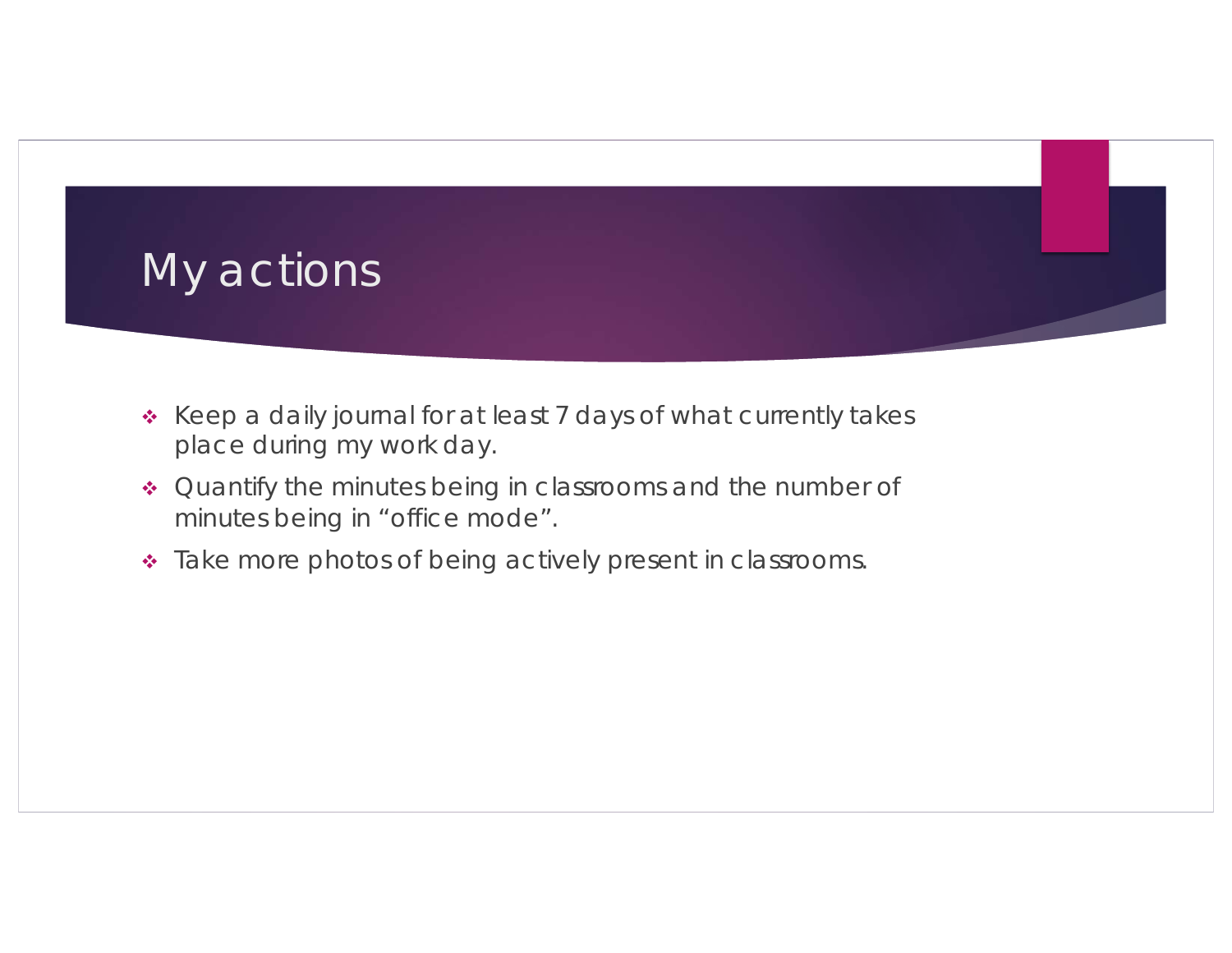# My actions

- Keep a daily journal for at least 7 days of what currently takes place during my work day.
- Quantify the minutes being in classrooms and the number of minutes being in "office mode".
- Take more photos of being actively present in classrooms.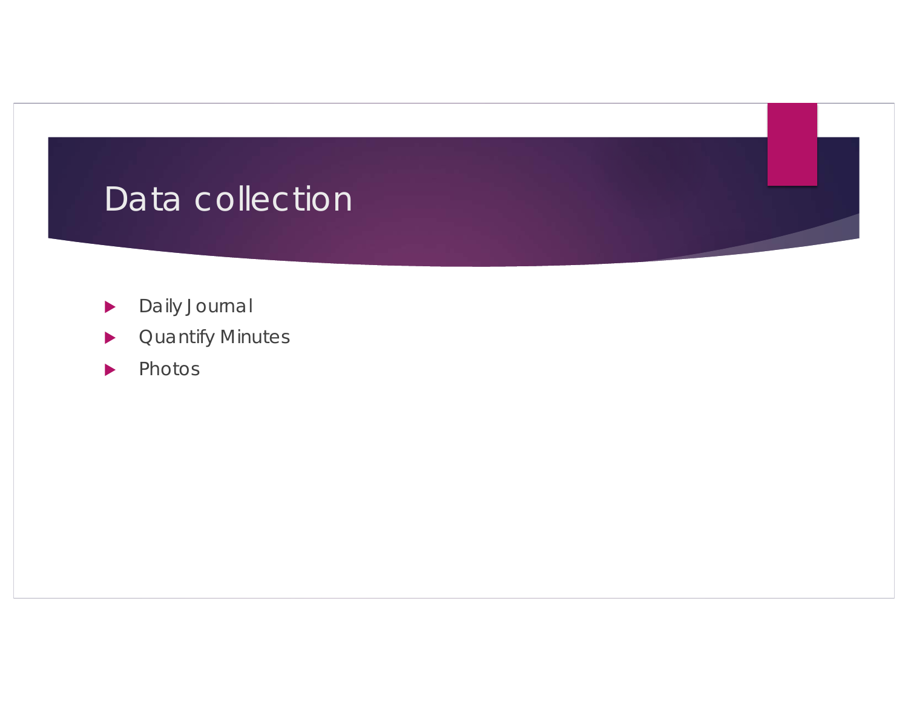# Data collection

- Daily Journal
- Quantify Minutes
- Photos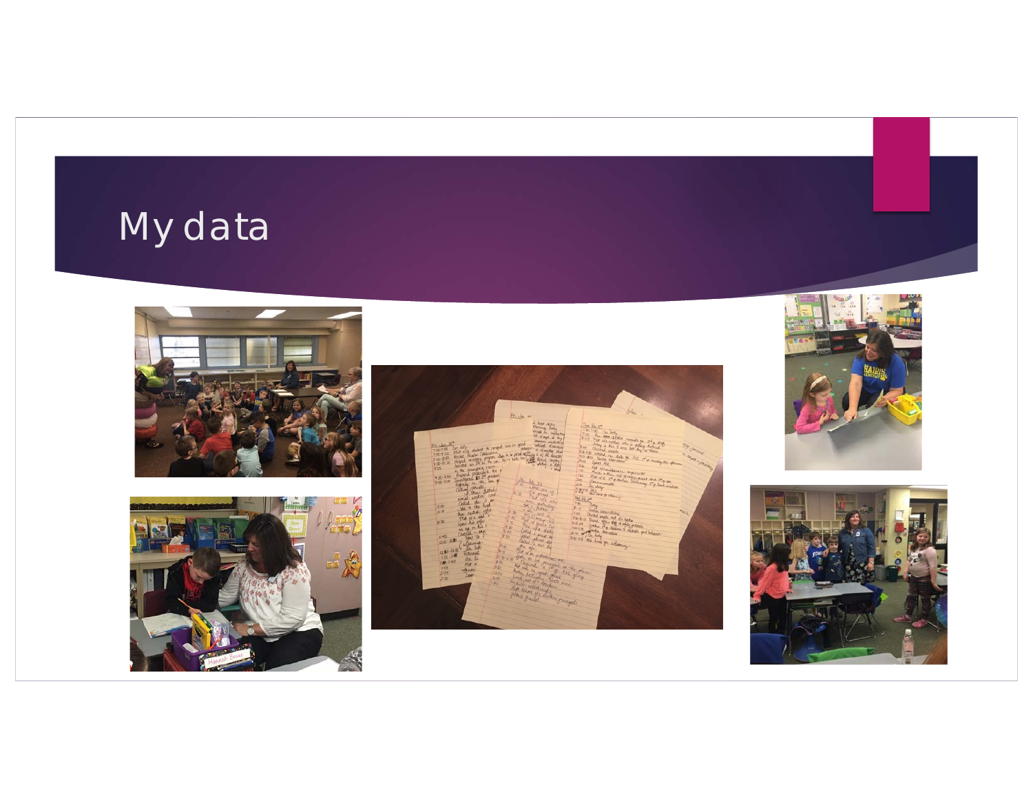# My data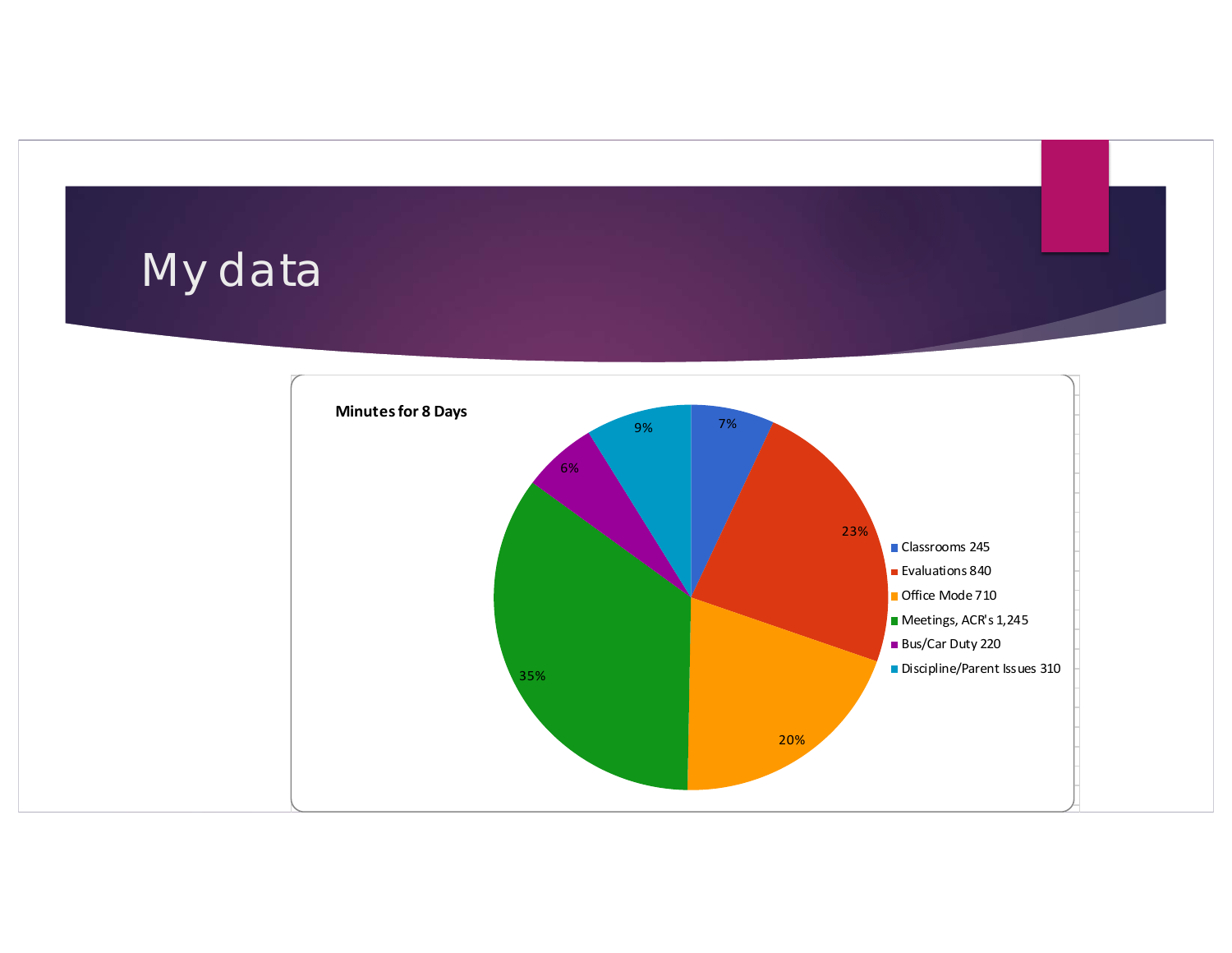# My data

**Minutes for 8 Days**

| Category | Minutes | Percent |
|---|---|---|
| Classrooms | 245 | 7% |
| Evaluations | 840 | 23% |
| Office Mode | 710 | 20% |
| Meetings, ACR's | 1,245 | 35% |
| Bus/Car Duty | 220 | 6% |
| Discipline/Parent Issues | 310 | 9% |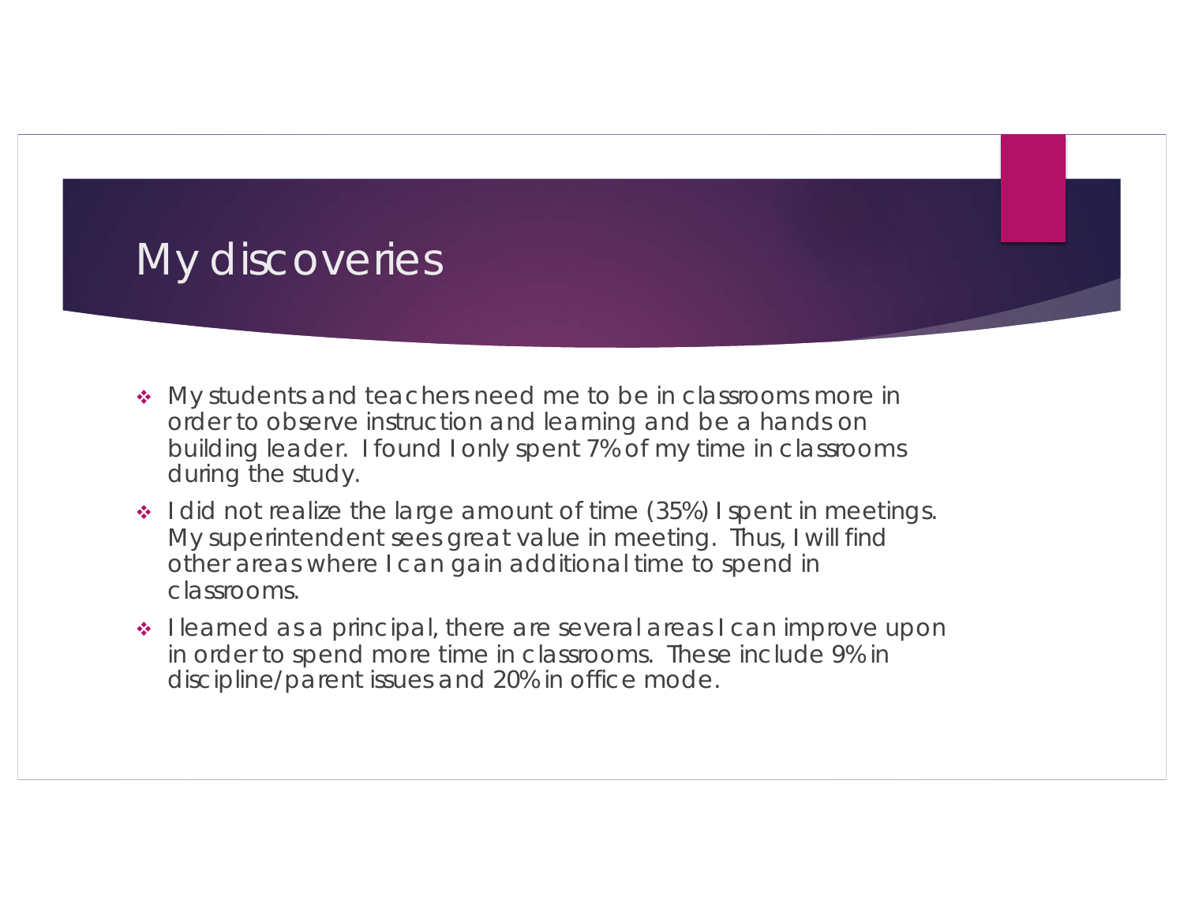# My discoveries

- My students and teachers need me to be in classrooms more in order to observe instruction and learning and be a hands on building leader. I found I only spent 7% of my time in classrooms during the study.
- I did not realize the large amount of time (35%) I spent in meetings. My superintendent sees great value in meeting. Thus, I will find other areas where I can gain additional time to spend in classrooms.
- I learned as a principal, there are several areas I can improve upon in order to spend more time in classrooms. These include 9% in discipline/parent issues and 20% in office mode.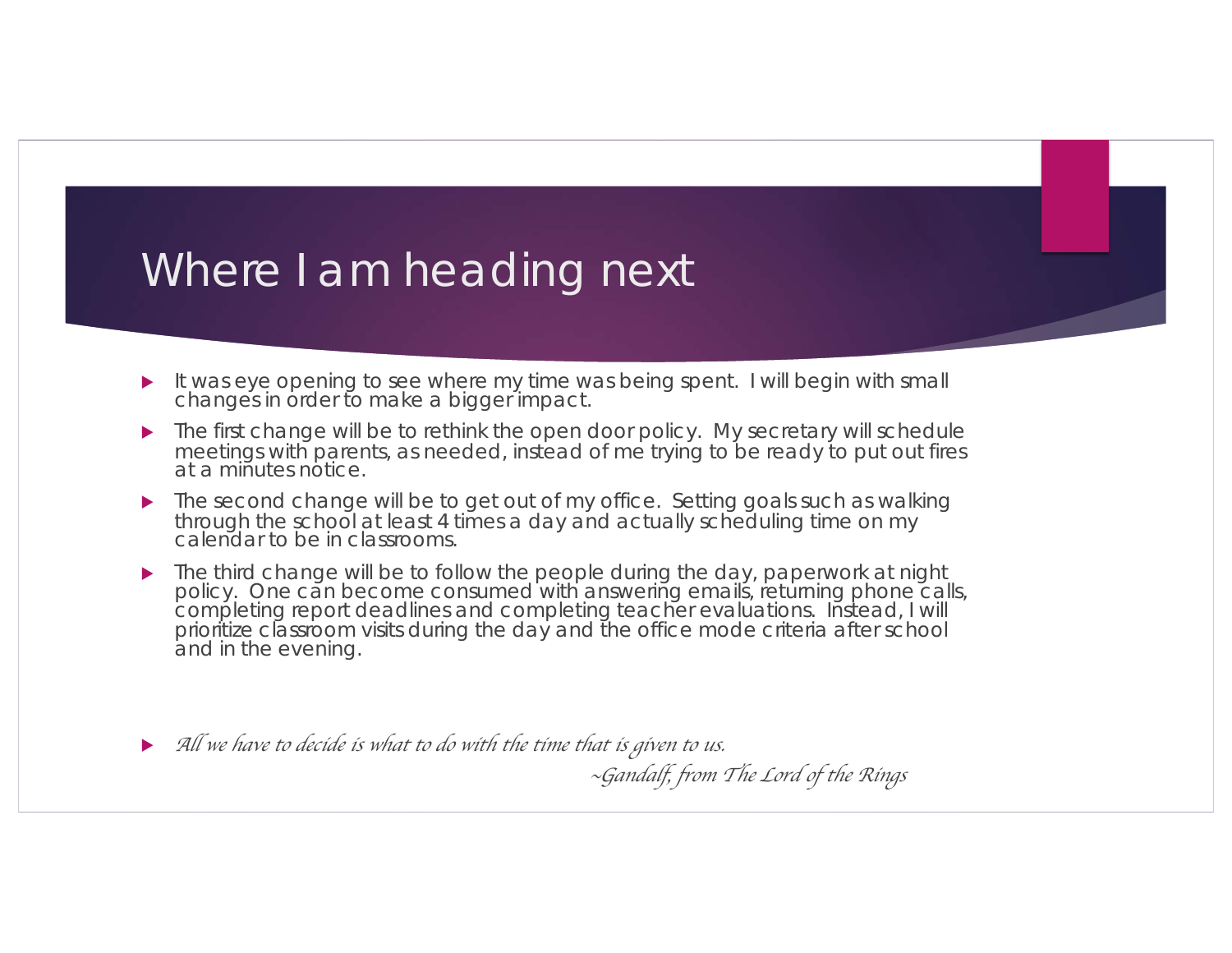# Where I am heading next

- It was eye opening to see where my time was being spent. I will begin with small changes in order to make a bigger impact.
- The first change will be to rethink the open door policy. My secretary will schedule meetings with parents, as needed, instead of me trying to be ready to put out fires at a minutes notice.
- The second change will be to get out of my office. Setting goals such as walking through the school at least 4 times a day and actually scheduling time on my calendar to be in classrooms.
- The third change will be to follow the people during the day, paperwork at night policy. One can become consumed with answering emails, returning phone calls, completing report deadlines and completing teacher evaluations. Instead, I will prioritize classroom visits during the day and the office mode criteria after school and in the evening.

- *All we have to decide is what to do with the time that is given to us.*

  *~Gandalf, from The Lord of the Rings*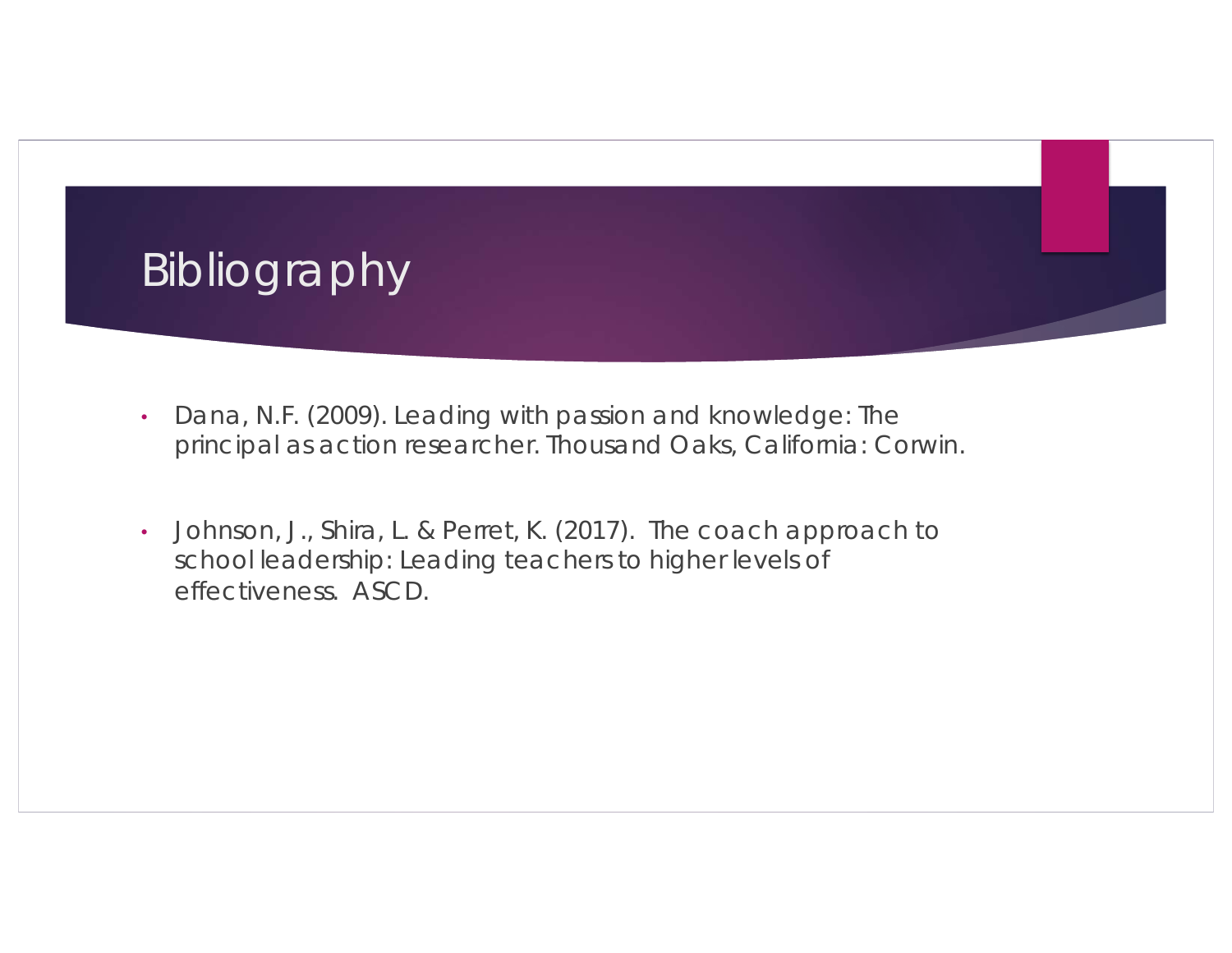# Bibliography

- Dana, N.F. (2009). Leading with passion and knowledge: The principal as action researcher. Thousand Oaks, California: Corwin.
- Johnson, J., Shira, L. & Perret, K. (2017). The coach approach to school leadership: Leading teachers to higher levels of effectiveness. ASCD.